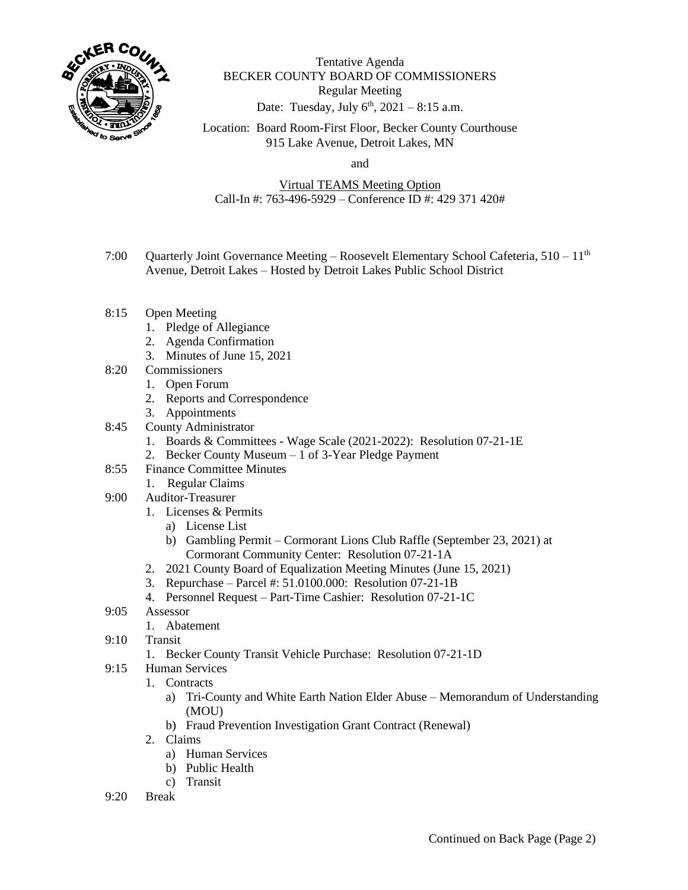Tentative Agenda
BECKER COUNTY BOARD OF COMMISSIONERS
Regular Meeting
Date: Tuesday, July 6th, 2021 – 8:15 a.m.

Location: Board Room-First Floor, Becker County Courthouse
915 Lake Avenue, Detroit Lakes, MN

and

Virtual TEAMS Meeting Option
Call-In #: 763-496-5929 – Conference ID #: 429 371 420#

7:00 Quarterly Joint Governance Meeting – Roosevelt Elementary School Cafeteria, 510 – 11th Avenue, Detroit Lakes – Hosted by Detroit Lakes Public School District

8:15 Open Meeting
1. Pledge of Allegiance
2. Agenda Confirmation
3. Minutes of June 15, 2021

8:20 Commissioners
1. Open Forum
2. Reports and Correspondence
3. Appointments

8:45 County Administrator
1. Boards & Committees - Wage Scale (2021-2022): Resolution 07-21-1E
2. Becker County Museum – 1 of 3-Year Pledge Payment

8:55 Finance Committee Minutes
1. Regular Claims

9:00 Auditor-Treasurer
1. Licenses & Permits
   a) License List
   b) Gambling Permit – Cormorant Lions Club Raffle (September 23, 2021) at Cormorant Community Center: Resolution 07-21-1A
2. 2021 County Board of Equalization Meeting Minutes (June 15, 2021)
3. Repurchase – Parcel #: 51.0100.000: Resolution 07-21-1B
4. Personnel Request – Part-Time Cashier: Resolution 07-21-1C

9:05 Assessor
1. Abatement

9:10 Transit
1. Becker County Transit Vehicle Purchase: Resolution 07-21-1D

9:15 Human Services
1. Contracts
   a) Tri-County and White Earth Nation Elder Abuse – Memorandum of Understanding (MOU)
   b) Fraud Prevention Investigation Grant Contract (Renewal)
2. Claims
   a) Human Services
   b) Public Health
   c) Transit

9:20 Break

Continued on Back Page (Page 2)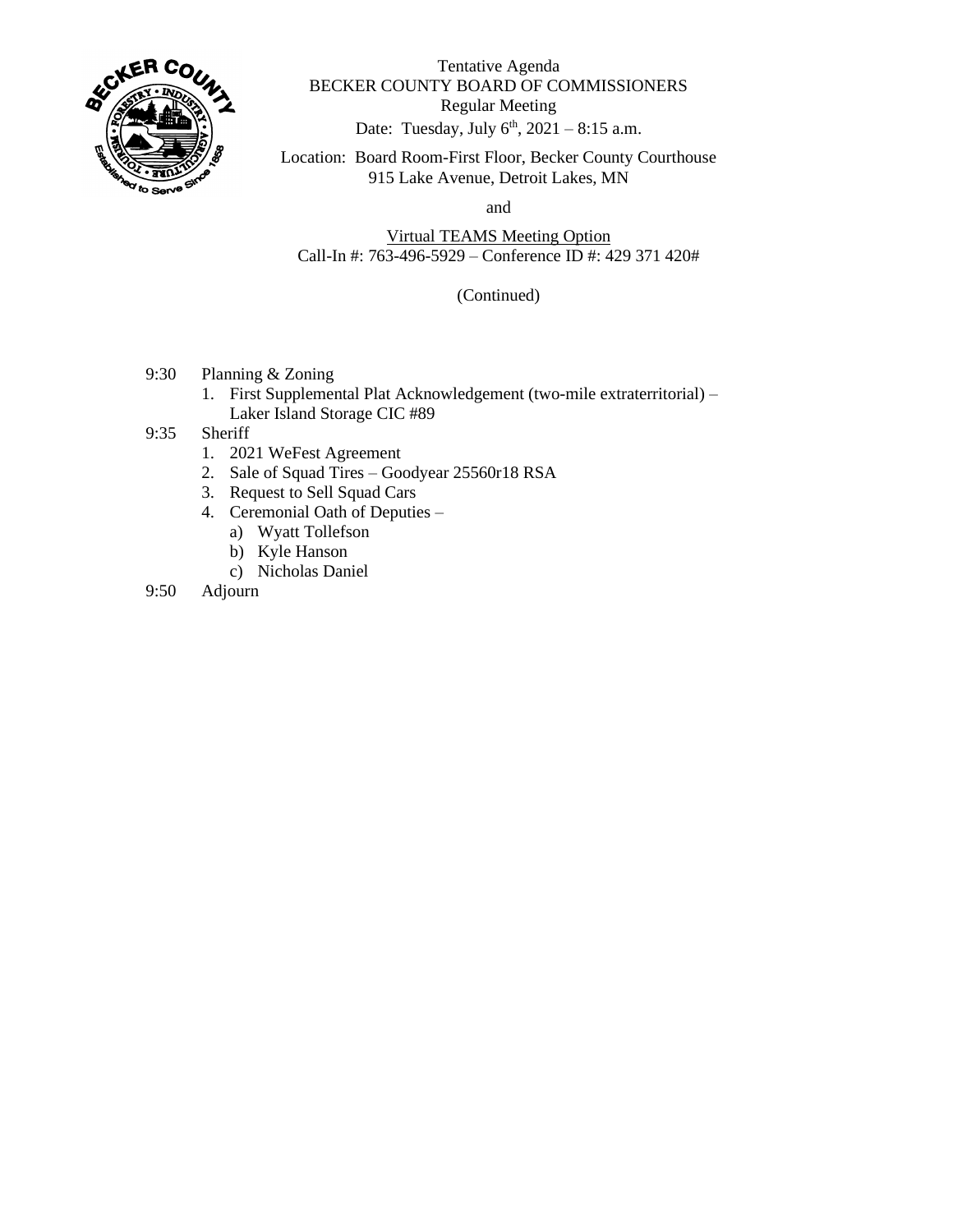Tentative Agenda
BECKER COUNTY BOARD OF COMMISSIONERS
Regular Meeting
Date: Tuesday, July 6th, 2021 – 8:15 a.m.

Location: Board Room-First Floor, Becker County Courthouse
915 Lake Avenue, Detroit Lakes, MN

and

Virtual TEAMS Meeting Option
Call-In #: 763-496-5929 – Conference ID #: 429 371 420#

(Continued)

9:30 Planning & Zoning
1. First Supplemental Plat Acknowledgement (two-mile extraterritorial) – Laker Island Storage CIC #89

9:35 Sheriff
1. 2021 WeFest Agreement
2. Sale of Squad Tires – Goodyear 25560r18 RSA
3. Request to Sell Squad Cars
4. Ceremonial Oath of Deputies –
   a) Wyatt Tollefson
   b) Kyle Hanson
   c) Nicholas Daniel

9:50 Adjourn